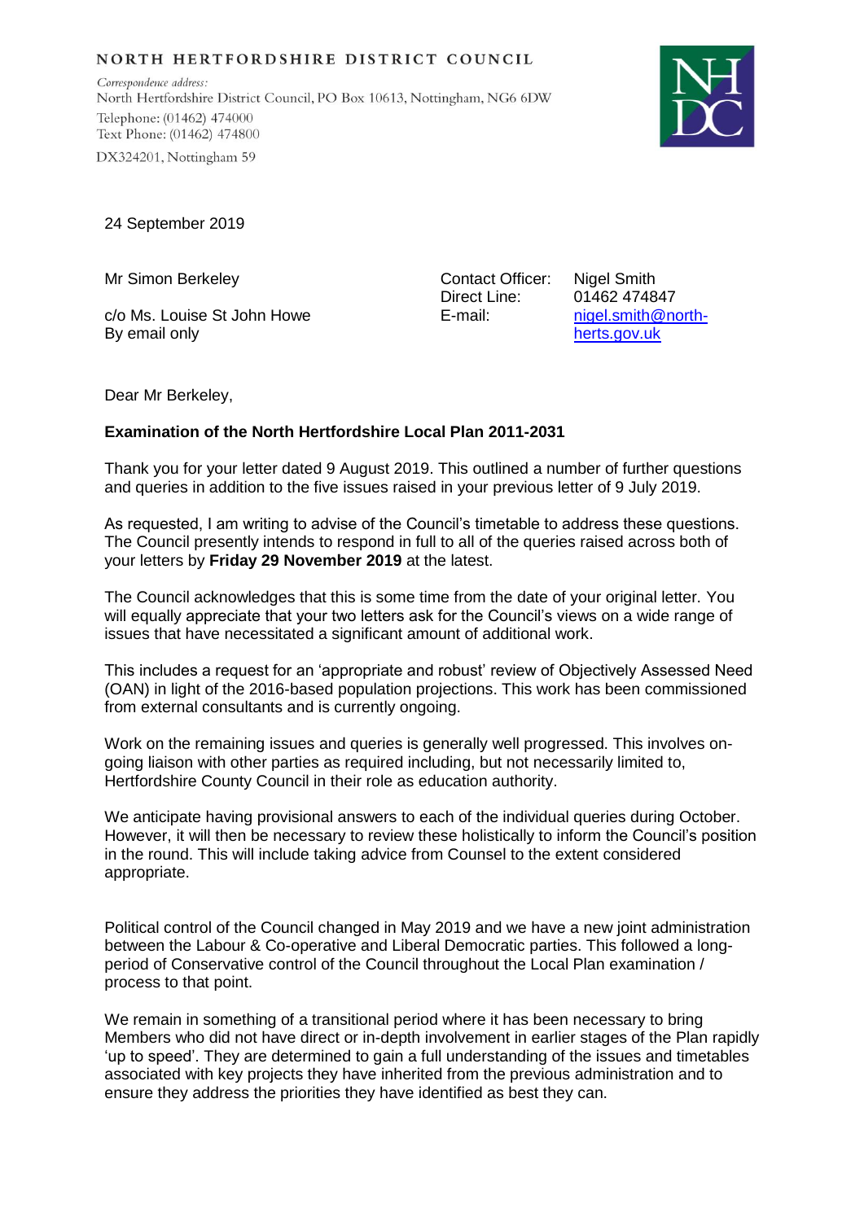NORTH HERTFORDSHIRE DISTRICT COUNCIL

*Correspondence address:*
North Hertfordshire District Council, PO Box 10613, Nottingham, NG6 6DW
Telephone: (01462) 474000
Text Phone: (01462) 474800
DX324201, Nottingham 59

24 September 2019

Mr Simon Berkeley

c/o Ms. Louise St John Howe
By email only

Contact Officer: Nigel Smith
Direct Line: 01462 474847
E-mail: nigel.smith@north-herts.gov.uk

Dear Mr Berkeley,

**Examination of the North Hertfordshire Local Plan 2011-2031**

Thank you for your letter dated 9 August 2019. This outlined a number of further questions and queries in addition to the five issues raised in your previous letter of 9 July 2019.

As requested, I am writing to advise of the Council's timetable to address these questions. The Council presently intends to respond in full to all of the queries raised across both of your letters by **Friday 29 November 2019** at the latest.

The Council acknowledges that this is some time from the date of your original letter. You will equally appreciate that your two letters ask for the Council's views on a wide range of issues that have necessitated a significant amount of additional work.

This includes a request for an 'appropriate and robust' review of Objectively Assessed Need (OAN) in light of the 2016-based population projections. This work has been commissioned from external consultants and is currently ongoing.

Work on the remaining issues and queries is generally well progressed. This involves on-going liaison with other parties as required including, but not necessarily limited to, Hertfordshire County Council in their role as education authority.

We anticipate having provisional answers to each of the individual queries during October. However, it will then be necessary to review these holistically to inform the Council's position in the round. This will include taking advice from Counsel to the extent considered appropriate.

Political control of the Council changed in May 2019 and we have a new joint administration between the Labour & Co-operative and Liberal Democratic parties. This followed a long-period of Conservative control of the Council throughout the Local Plan examination / process to that point.

We remain in something of a transitional period where it has been necessary to bring Members who did not have direct or in-depth involvement in earlier stages of the Plan rapidly 'up to speed'. They are determined to gain a full understanding of the issues and timetables associated with key projects they have inherited from the previous administration and to ensure they address the priorities they have identified as best they can.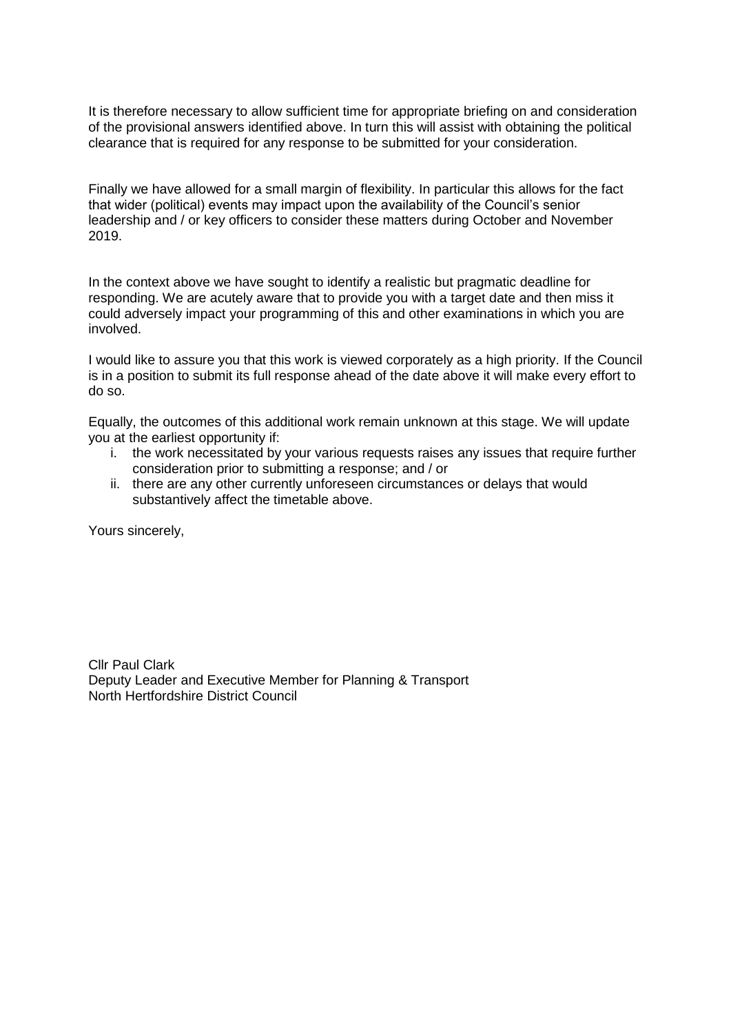It is therefore necessary to allow sufficient time for appropriate briefing on and consideration of the provisional answers identified above. In turn this will assist with obtaining the political clearance that is required for any response to be submitted for your consideration.

Finally we have allowed for a small margin of flexibility. In particular this allows for the fact that wider (political) events may impact upon the availability of the Council's senior leadership and / or key officers to consider these matters during October and November 2019.

In the context above we have sought to identify a realistic but pragmatic deadline for responding. We are acutely aware that to provide you with a target date and then miss it could adversely impact your programming of this and other examinations in which you are involved.

I would like to assure you that this work is viewed corporately as a high priority. If the Council is in a position to submit its full response ahead of the date above it will make every effort to do so.

Equally, the outcomes of this additional work remain unknown at this stage. We will update you at the earliest opportunity if:

i. the work necessitated by your various requests raises any issues that require further consideration prior to submitting a response; and / or
ii. there are any other currently unforeseen circumstances or delays that would substantively affect the timetable above.

Yours sincerely,

Cllr Paul Clark
Deputy Leader and Executive Member for Planning & Transport
North Hertfordshire District Council